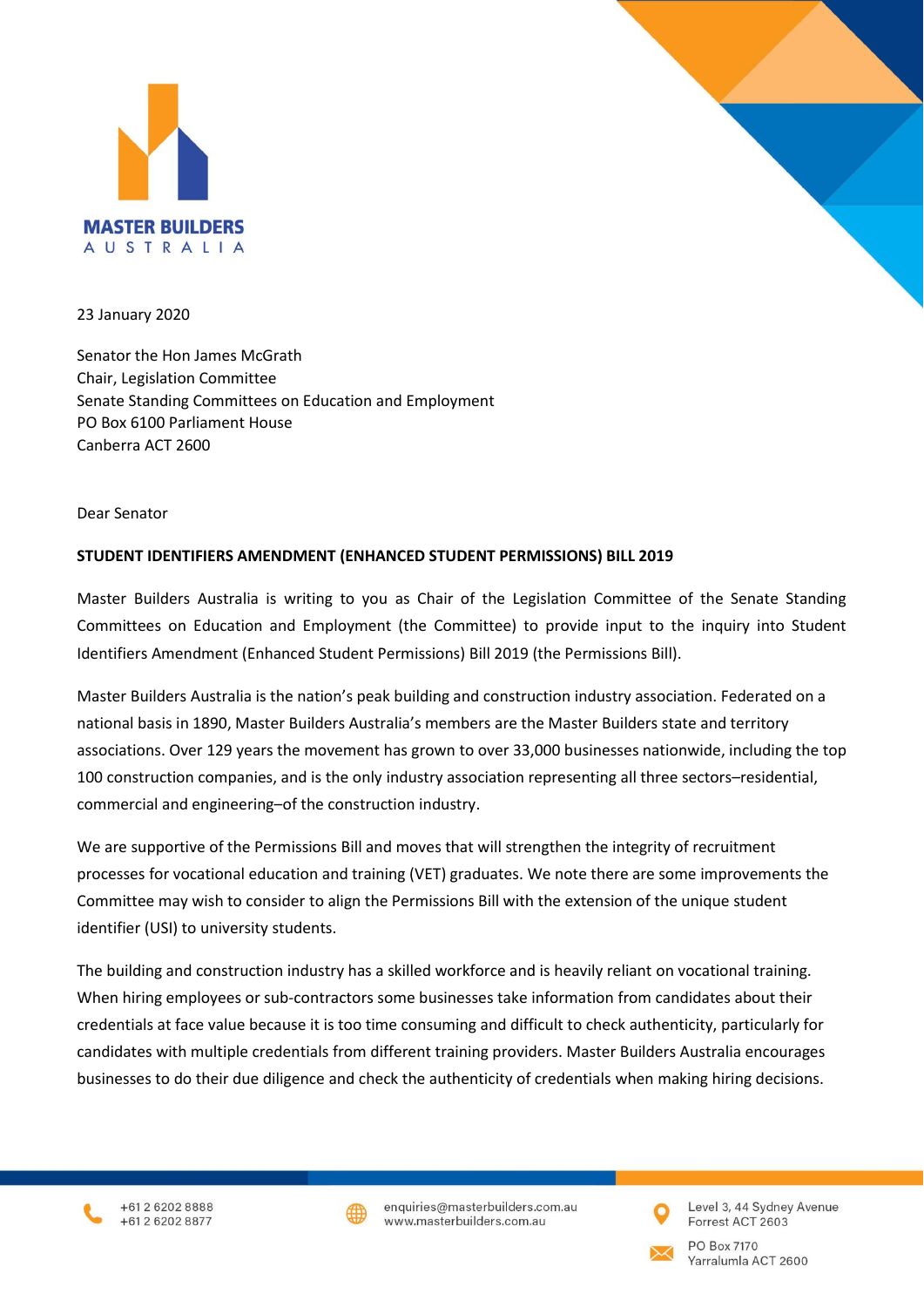MASTER BUILDERS AUSTRALIA

23 January 2020

Senator the Hon James McGrath
Chair, Legislation Committee
Senate Standing Committees on Education and Employment
PO Box 6100 Parliament House
Canberra ACT 2600

Dear Senator

**STUDENT IDENTIFIERS AMENDMENT (ENHANCED STUDENT PERMISSIONS) BILL 2019**

Master Builders Australia is writing to you as Chair of the Legislation Committee of the Senate Standing Committees on Education and Employment (the Committee) to provide input to the inquiry into Student Identifiers Amendment (Enhanced Student Permissions) Bill 2019 (the Permissions Bill).

Master Builders Australia is the nation's peak building and construction industry association. Federated on a national basis in 1890, Master Builders Australia's members are the Master Builders state and territory associations. Over 129 years the movement has grown to over 33,000 businesses nationwide, including the top 100 construction companies, and is the only industry association representing all three sectors–residential, commercial and engineering–of the construction industry.

We are supportive of the Permissions Bill and moves that will strengthen the integrity of recruitment processes for vocational education and training (VET) graduates. We note there are some improvements the Committee may wish to consider to align the Permissions Bill with the extension of the unique student identifier (USI) to university students.

The building and construction industry has a skilled workforce and is heavily reliant on vocational training. When hiring employees or sub-contractors some businesses take information from candidates about their credentials at face value because it is too time consuming and difficult to check authenticity, particularly for candidates with multiple credentials from different training providers. Master Builders Australia encourages businesses to do their due diligence and check the authenticity of credentials when making hiring decisions.

+61 2 6202 8888
+61 2 6202 8877

enquiries@masterbuilders.com.au
www.masterbuilders.com.au

Level 3, 44 Sydney Avenue
Forrest ACT 2603

PO Box 7170
Yarralumla ACT 2600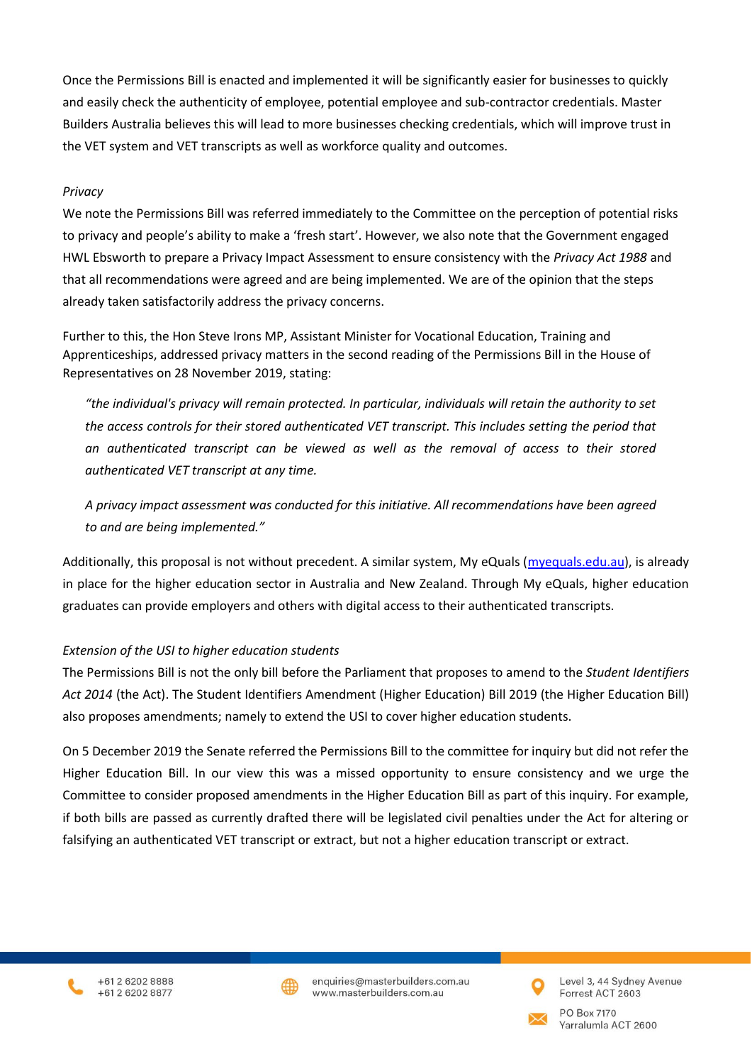Once the Permissions Bill is enacted and implemented it will be significantly easier for businesses to quickly and easily check the authenticity of employee, potential employee and sub-contractor credentials. Master Builders Australia believes this will lead to more businesses checking credentials, which will improve trust in the VET system and VET transcripts as well as workforce quality and outcomes.

*Privacy*

We note the Permissions Bill was referred immediately to the Committee on the perception of potential risks to privacy and people's ability to make a 'fresh start'. However, we also note that the Government engaged HWL Ebsworth to prepare a Privacy Impact Assessment to ensure consistency with the *Privacy Act 1988* and that all recommendations were agreed and are being implemented. We are of the opinion that the steps already taken satisfactorily address the privacy concerns.

Further to this, the Hon Steve Irons MP, Assistant Minister for Vocational Education, Training and Apprenticeships, addressed privacy matters in the second reading of the Permissions Bill in the House of Representatives on 28 November 2019, stating:

> *"the individual's privacy will remain protected. In particular, individuals will retain the authority to set the access controls for their stored authenticated VET transcript. This includes setting the period that an authenticated transcript can be viewed as well as the removal of access to their stored authenticated VET transcript at any time.*
>
> *A privacy impact assessment was conducted for this initiative. All recommendations have been agreed to and are being implemented."*

Additionally, this proposal is not without precedent. A similar system, My eQuals ([myequals.edu.au](myequals.edu.au)), is already in place for the higher education sector in Australia and New Zealand. Through My eQuals, higher education graduates can provide employers and others with digital access to their authenticated transcripts.

*Extension of the USI to higher education students*

The Permissions Bill is not the only bill before the Parliament that proposes to amend to the *Student Identifiers Act 2014* (the Act). The Student Identifiers Amendment (Higher Education) Bill 2019 (the Higher Education Bill) also proposes amendments; namely to extend the USI to cover higher education students.

On 5 December 2019 the Senate referred the Permissions Bill to the committee for inquiry but did not refer the Higher Education Bill. In our view this was a missed opportunity to ensure consistency and we urge the Committee to consider proposed amendments in the Higher Education Bill as part of this inquiry. For example, if both bills are passed as currently drafted there will be legislated civil penalties under the Act for altering or falsifying an authenticated VET transcript or extract, but not a higher education transcript or extract.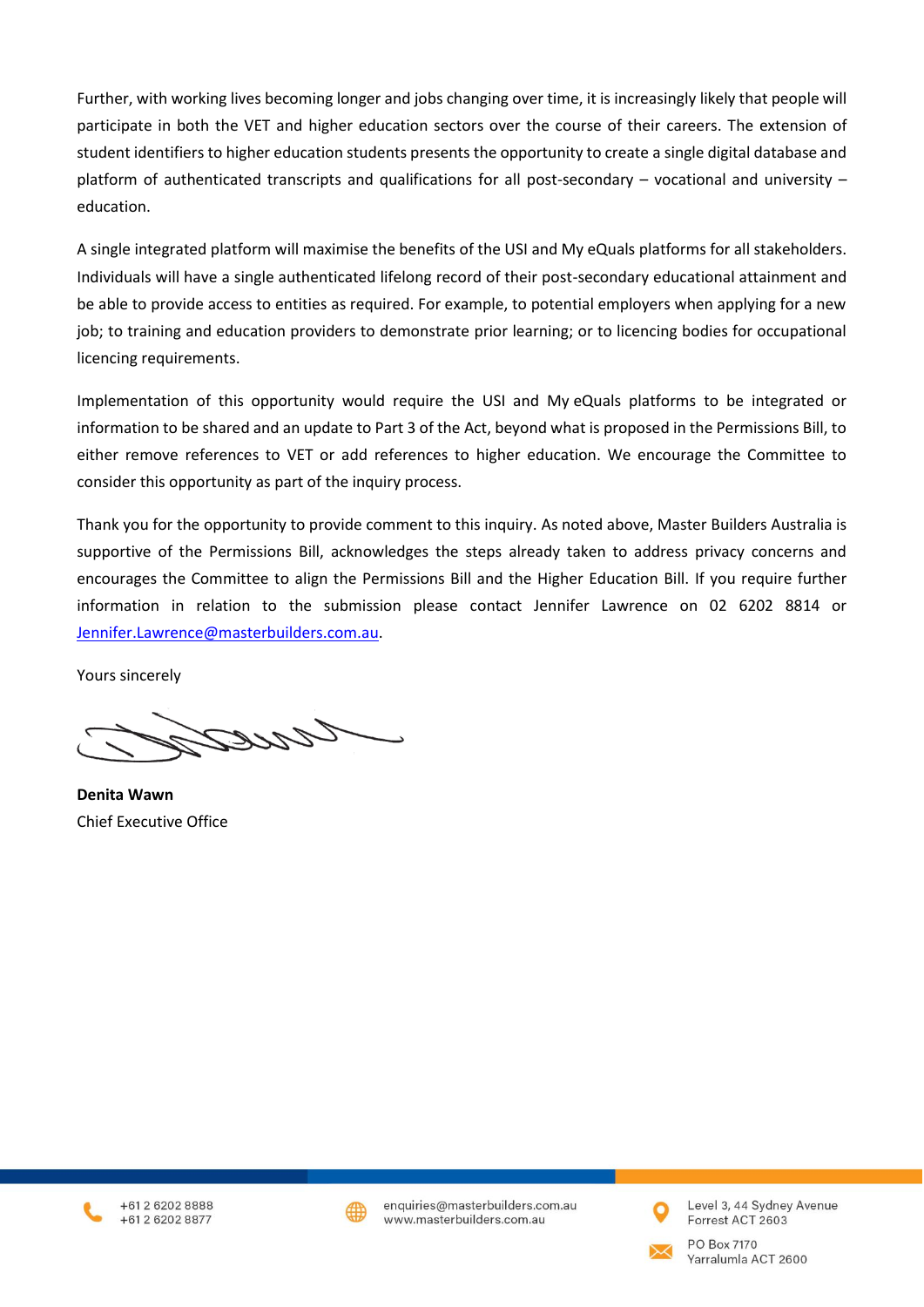Further, with working lives becoming longer and jobs changing over time, it is increasingly likely that people will participate in both the VET and higher education sectors over the course of their careers. The extension of student identifiers to higher education students presents the opportunity to create a single digital database and platform of authenticated transcripts and qualifications for all post-secondary – vocational and university – education.

A single integrated platform will maximise the benefits of the USI and My eQuals platforms for all stakeholders. Individuals will have a single authenticated lifelong record of their post-secondary educational attainment and be able to provide access to entities as required. For example, to potential employers when applying for a new job; to training and education providers to demonstrate prior learning; or to licencing bodies for occupational licencing requirements.

Implementation of this opportunity would require the USI and My eQuals platforms to be integrated or information to be shared and an update to Part 3 of the Act, beyond what is proposed in the Permissions Bill, to either remove references to VET or add references to higher education. We encourage the Committee to consider this opportunity as part of the inquiry process.

Thank you for the opportunity to provide comment to this inquiry. As noted above, Master Builders Australia is supportive of the Permissions Bill, acknowledges the steps already taken to address privacy concerns and encourages the Committee to align the Permissions Bill and the Higher Education Bill. If you require further information in relation to the submission please contact Jennifer Lawrence on 02 6202 8814 or Jennifer.Lawrence@masterbuilders.com.au.

Yours sincerely

**Denita Wawn**
Chief Executive Office